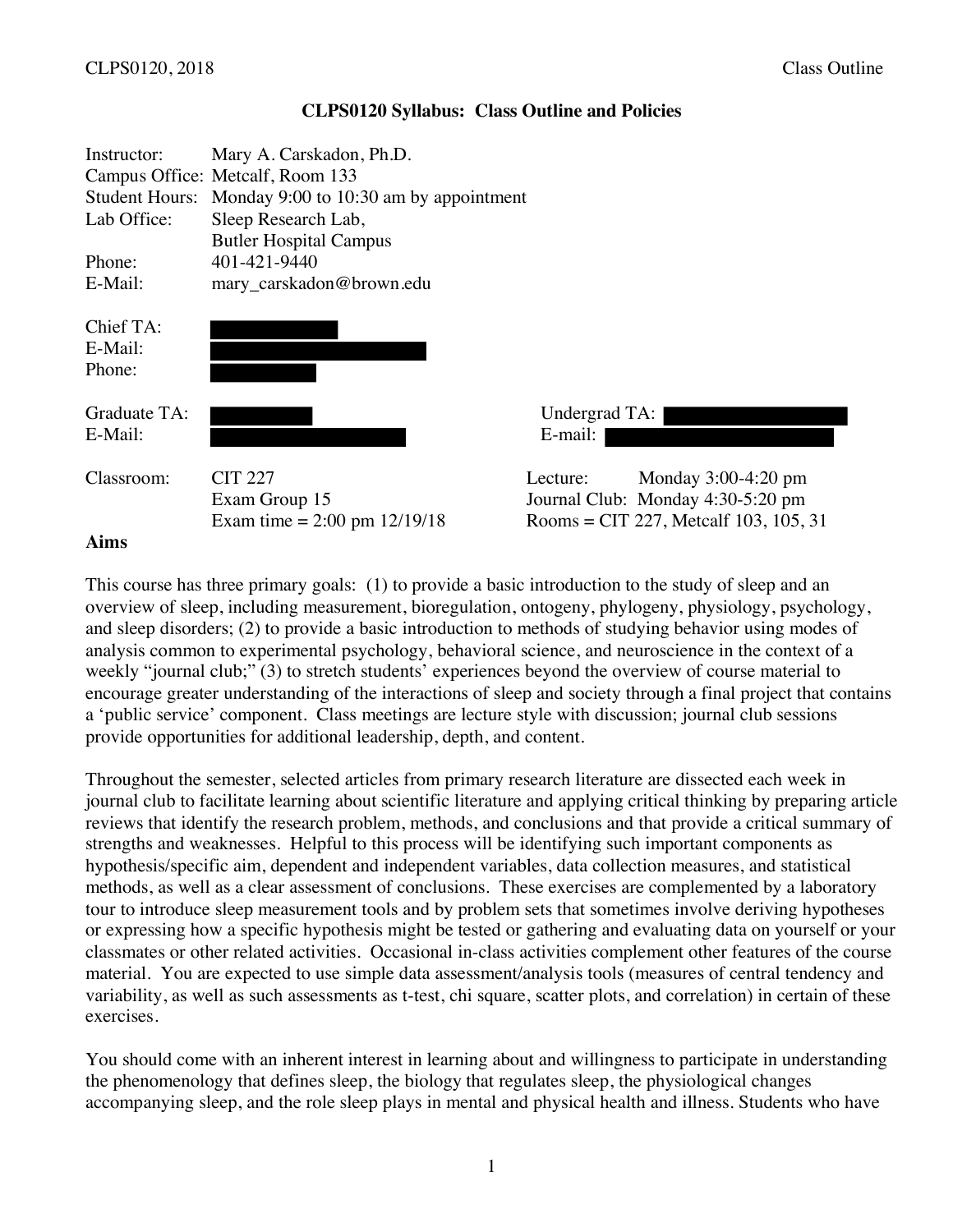# CLPS0120 Syllabus: Class Outline and Policies

Instructor: Mary A. Carskadon, Ph.D.
Campus Office: Metcalf, Room 133
Student Hours: Monday 9:00 to 10:30 am by appointment
Lab Office: Sleep Research Lab,
Butler Hospital Campus
Phone: 401-421-9440
E-Mail: mary_carskadon@brown.edu

Chief TA:
E-Mail:
Phone:

Graduate TA:
E-Mail:

Undergrad TA:
E-mail:

Classroom: CIT 227
Exam Group 15
Exam time = 2:00 pm 12/19/18

Lecture: Monday 3:00-4:20 pm
Journal Club: Monday 4:30-5:20 pm
Rooms = CIT 227, Metcalf 103, 105, 31

## Aims

This course has three primary goals: (1) to provide a basic introduction to the study of sleep and an overview of sleep, including measurement, bioregulation, ontogeny, phylogeny, physiology, psychology, and sleep disorders; (2) to provide a basic introduction to methods of studying behavior using modes of analysis common to experimental psychology, behavioral science, and neuroscience in the context of a weekly "journal club;" (3) to stretch students' experiences beyond the overview of course material to encourage greater understanding of the interactions of sleep and society through a final project that contains a 'public service' component. Class meetings are lecture style with discussion; journal club sessions provide opportunities for additional leadership, depth, and content.

Throughout the semester, selected articles from primary research literature are dissected each week in journal club to facilitate learning about scientific literature and applying critical thinking by preparing article reviews that identify the research problem, methods, and conclusions and that provide a critical summary of strengths and weaknesses. Helpful to this process will be identifying such important components as hypothesis/specific aim, dependent and independent variables, data collection measures, and statistical methods, as well as a clear assessment of conclusions. These exercises are complemented by a laboratory tour to introduce sleep measurement tools and by problem sets that sometimes involve deriving hypotheses or expressing how a specific hypothesis might be tested or gathering and evaluating data on yourself or your classmates or other related activities. Occasional in-class activities complement other features of the course material. You are expected to use simple data assessment/analysis tools (measures of central tendency and variability, as well as such assessments as t-test, chi square, scatter plots, and correlation) in certain of these exercises.

You should come with an inherent interest in learning about and willingness to participate in understanding the phenomenology that defines sleep, the biology that regulates sleep, the physiological changes accompanying sleep, and the role sleep plays in mental and physical health and illness. Students who have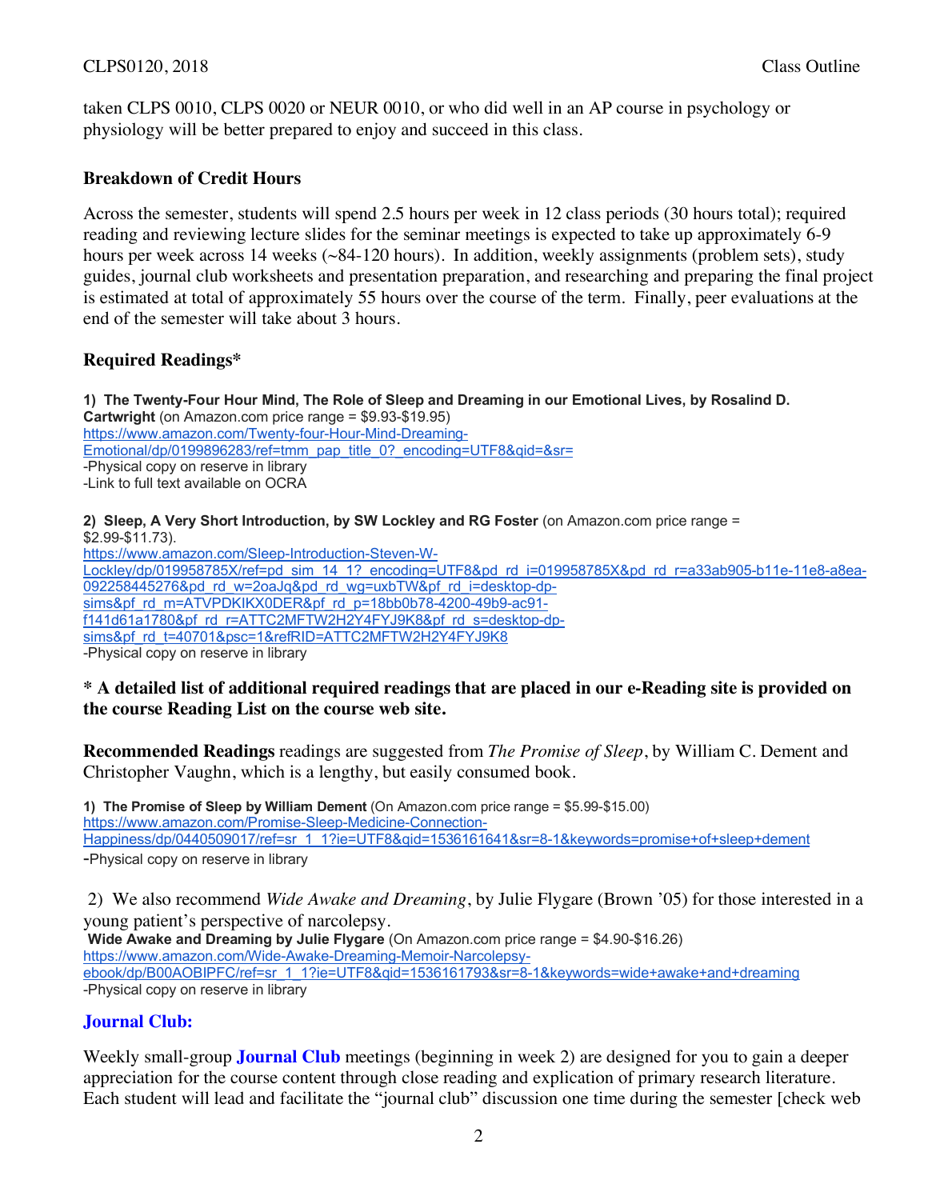taken CLPS 0010, CLPS 0020 or NEUR 0010, or who did well in an AP course in psychology or physiology will be better prepared to enjoy and succeed in this class.

### Breakdown of Credit Hours

Across the semester, students will spend 2.5 hours per week in 12 class periods (30 hours total); required reading and reviewing lecture slides for the seminar meetings is expected to take up approximately 6-9 hours per week across 14 weeks (~84-120 hours). In addition, weekly assignments (problem sets), study guides, journal club worksheets and presentation preparation, and researching and preparing the final project is estimated at total of approximately 55 hours over the course of the term. Finally, peer evaluations at the end of the semester will take about 3 hours.

### Required Readings*

**1) The Twenty-Four Hour Mind, The Role of Sleep and Dreaming in our Emotional Lives, by Rosalind D. Cartwright** (on Amazon.com price range = $9.93-$19.95)
https://www.amazon.com/Twenty-four-Hour-Mind-Dreaming-Emotional/dp/0199896283/ref=tmm_pap_title_0?_encoding=UTF8&qid=&sr=
-Physical copy on reserve in library
-Link to full text available on OCRA

**2) Sleep, A Very Short Introduction, by SW Lockley and RG Foster** (on Amazon.com price range = $2.99-$11.73).
https://www.amazon.com/Sleep-Introduction-Steven-W-Lockley/dp/019958785X/ref=pd_sim_14_1?_encoding=UTF8&pd_rd_i=019958785X&pd_rd_r=a33ab905-b11e-11e8-a8ea-092258445276&pd_rd_w=2oaJq&pd_rd_wg=uxbTW&pf_rd_i=desktop-dp-sims&pf_rd_m=ATVPDKIKX0DER&pf_rd_p=18bb0b78-4200-49b9-ac91-f141d61a1780&pf_rd_r=ATTC2MFTW2H2Y4FYJ9K8&pf_rd_s=desktop-dp-sims&pf_rd_t=40701&psc=1&refRID=ATTC2MFTW2H2Y4FYJ9K8
-Physical copy on reserve in library

**\* A detailed list of additional required readings that are placed in our e-Reading site is provided on the course Reading List on the course web site.**

**Recommended Readings** readings are suggested from *The Promise of Sleep*, by William C. Dement and Christopher Vaughn, which is a lengthy, but easily consumed book.

**1) The Promise of Sleep by William Dement** (On Amazon.com price range = $5.99-$15.00)
https://www.amazon.com/Promise-Sleep-Medicine-Connection-Happiness/dp/0440509017/ref=sr_1_1?ie=UTF8&qid=1536161641&sr=8-1&keywords=promise+of+sleep+dement
-Physical copy on reserve in library

2) We also recommend *Wide Awake and Dreaming*, by Julie Flygare (Brown '05) for those interested in a young patient's perspective of narcolepsy.
**Wide Awake and Dreaming by Julie Flygare** (On Amazon.com price range = $4.90-$16.26)
https://www.amazon.com/Wide-Awake-Dreaming-Memoir-Narcolepsy-ebook/dp/B00AOBIPFC/ref=sr_1_1?ie=UTF8&qid=1536161793&sr=8-1&keywords=wide+awake+and+dreaming
-Physical copy on reserve in library

### Journal Club:

Weekly small-group **Journal Club** meetings (beginning in week 2) are designed for you to gain a deeper appreciation for the course content through close reading and explication of primary research literature. Each student will lead and facilitate the "journal club" discussion one time during the semester [check web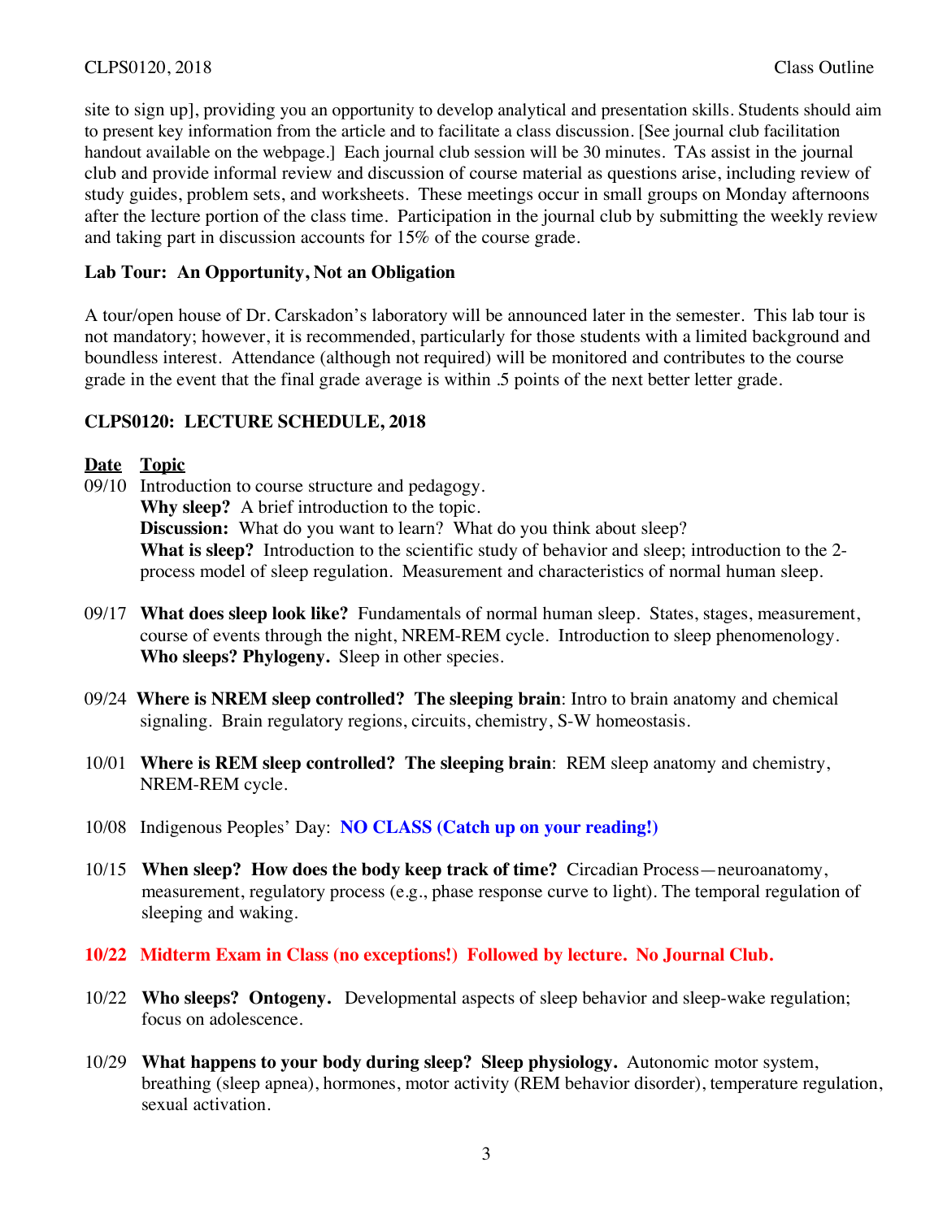site to sign up], providing you an opportunity to develop analytical and presentation skills. Students should aim to present key information from the article and to facilitate a class discussion. [See journal club facilitation handout available on the webpage.] Each journal club session will be 30 minutes. TAs assist in the journal club and provide informal review and discussion of course material as questions arise, including review of study guides, problem sets, and worksheets. These meetings occur in small groups on Monday afternoons after the lecture portion of the class time. Participation in the journal club by submitting the weekly review and taking part in discussion accounts for 15% of the course grade.

**Lab Tour: An Opportunity, Not an Obligation**

A tour/open house of Dr. Carskadon's laboratory will be announced later in the semester. This lab tour is not mandatory; however, it is recommended, particularly for those students with a limited background and boundless interest. Attendance (although not required) will be monitored and contributes to the course grade in the event that the final grade average is within .5 points of the next better letter grade.

**CLPS0120: LECTURE SCHEDULE, 2018**

| Date | Topic |
|---|---|
| 09/10 | Introduction to course structure and pedagogy. **Why sleep?** A brief introduction to the topic. **Discussion:** What do you want to learn? What do you think about sleep? **What is sleep?** Introduction to the scientific study of behavior and sleep; introduction to the 2-process model of sleep regulation. Measurement and characteristics of normal human sleep. |
| 09/17 | **What does sleep look like?** Fundamentals of normal human sleep. States, stages, measurement, course of events through the night, NREM-REM cycle. Introduction to sleep phenomenology. **Who sleeps? Phylogeny.** Sleep in other species. |
| 09/24 | **Where is NREM sleep controlled? The sleeping brain**: Intro to brain anatomy and chemical signaling. Brain regulatory regions, circuits, chemistry, S-W homeostasis. |
| 10/01 | **Where is REM sleep controlled? The sleeping brain**: REM sleep anatomy and chemistry, NREM-REM cycle. |
| 10/08 | Indigenous Peoples' Day: **NO CLASS (Catch up on your reading!)** |
| 10/15 | **When sleep? How does the body keep track of time?** Circadian Process—neuroanatomy, measurement, regulatory process (e.g., phase response curve to light). The temporal regulation of sleeping and waking. |
| **10/22** | **Midterm Exam in Class (no exceptions!) Followed by lecture. No Journal Club.** |
| 10/22 | **Who sleeps? Ontogeny.** Developmental aspects of sleep behavior and sleep-wake regulation; focus on adolescence. |
| 10/29 | **What happens to your body during sleep? Sleep physiology.** Autonomic motor system, breathing (sleep apnea), hormones, motor activity (REM behavior disorder), temperature regulation, sexual activation. |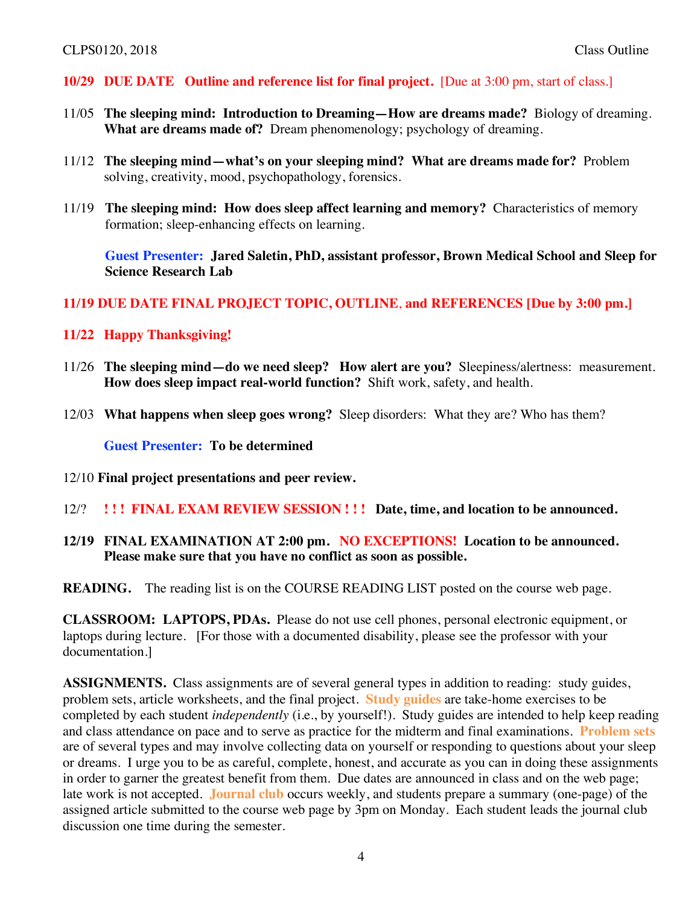**10/29 DUE DATE Outline and reference list for final project.** [Due at 3:00 pm, start of class.]

11/05 **The sleeping mind: Introduction to Dreaming—How are dreams made?** Biology of dreaming. **What are dreams made of?** Dream phenomenology; psychology of dreaming.

11/12 **The sleeping mind—what's on your sleeping mind? What are dreams made for?** Problem solving, creativity, mood, psychopathology, forensics.

11/19 **The sleeping mind: How does sleep affect learning and memory?** Characteristics of memory formation; sleep-enhancing effects on learning.

**Guest Presenter: Jared Saletin, PhD, assistant professor, Brown Medical School and Sleep for Science Research Lab**

**11/19 DUE DATE FINAL PROJECT TOPIC, OUTLINE, and REFERENCES [Due by 3:00 pm.]**

**11/22 Happy Thanksgiving!**

11/26 **The sleeping mind—do we need sleep? How alert are you?** Sleepiness/alertness: measurement. **How does sleep impact real-world function?** Shift work, safety, and health.

12/03 **What happens when sleep goes wrong?** Sleep disorders: What they are? Who has them?

**Guest Presenter: To be determined**

12/10 **Final project presentations and peer review.**

12/? **! ! ! FINAL EXAM REVIEW SESSION ! ! ! Date, time, and location to be announced.**

**12/19 FINAL EXAMINATION AT 2:00 pm. NO EXCEPTIONS! Location to be announced. Please make sure that you have no conflict as soon as possible.**

**READING.** The reading list is on the COURSE READING LIST posted on the course web page.

**CLASSROOM: LAPTOPS, PDAs.** Please do not use cell phones, personal electronic equipment, or laptops during lecture. [For those with a documented disability, please see the professor with your documentation.]

**ASSIGNMENTS.** Class assignments are of several general types in addition to reading: study guides, problem sets, article worksheets, and the final project. **Study guides** are take-home exercises to be completed by each student *independently* (i.e., by yourself!). Study guides are intended to help keep reading and class attendance on pace and to serve as practice for the midterm and final examinations. **Problem sets** are of several types and may involve collecting data on yourself or responding to questions about your sleep or dreams. I urge you to be as careful, complete, honest, and accurate as you can in doing these assignments in order to garner the greatest benefit from them. Due dates are announced in class and on the web page; late work is not accepted. **Journal club** occurs weekly, and students prepare a summary (one-page) of the assigned article submitted to the course web page by 3pm on Monday. Each student leads the journal club discussion one time during the semester.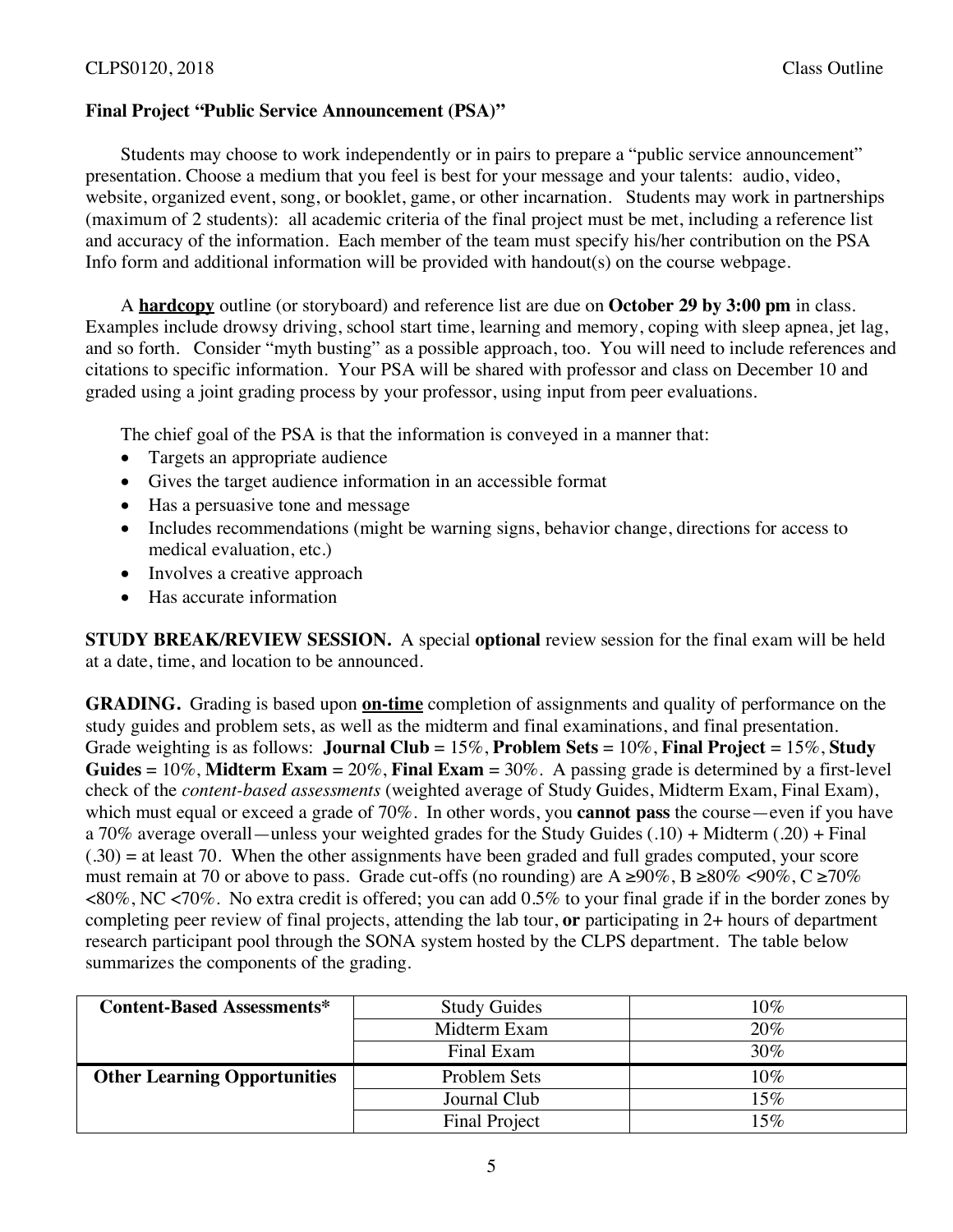**Final Project "Public Service Announcement (PSA)"**

Students may choose to work independently or in pairs to prepare a "public service announcement" presentation. Choose a medium that you feel is best for your message and your talents: audio, video, website, organized event, song, or booklet, game, or other incarnation. Students may work in partnerships (maximum of 2 students): all academic criteria of the final project must be met, including a reference list and accuracy of the information. Each member of the team must specify his/her contribution on the PSA Info form and additional information will be provided with handout(s) on the course webpage.

A **<u>hardcopy</u>** outline (or storyboard) and reference list are due on **October 29 by 3:00 pm** in class. Examples include drowsy driving, school start time, learning and memory, coping with sleep apnea, jet lag, and so forth. Consider "myth busting" as a possible approach, too. You will need to include references and citations to specific information. Your PSA will be shared with professor and class on December 10 and graded using a joint grading process by your professor, using input from peer evaluations.

The chief goal of the PSA is that the information is conveyed in a manner that:

- Targets an appropriate audience
- Gives the target audience information in an accessible format
- Has a persuasive tone and message
- Includes recommendations (might be warning signs, behavior change, directions for access to medical evaluation, etc.)
- Involves a creative approach
- Has accurate information

**STUDY BREAK/REVIEW SESSION.** A special **optional** review session for the final exam will be held at a date, time, and location to be announced.

**GRADING.** Grading is based upon **<u>on-time</u>** completion of assignments and quality of performance on the study guides and problem sets, as well as the midterm and final examinations, and final presentation. Grade weighting is as follows: **Journal Club** = 15%, **Problem Sets** = 10%, **Final Project** = 15%, **Study Guides** = 10%, **Midterm Exam** = 20%, **Final Exam** = 30%. A passing grade is determined by a first-level check of the *content-based assessments* (weighted average of Study Guides, Midterm Exam, Final Exam), which must equal or exceed a grade of 70%. In other words, you **cannot pass** the course—even if you have a 70% average overall—unless your weighted grades for the Study Guides (.10) + Midterm (.20) + Final (.30) = at least 70. When the other assignments have been graded and full grades computed, your score must remain at 70 or above to pass. Grade cut-offs (no rounding) are A ≥90%, B ≥80% <90%, C ≥70% <80%, NC <70%. No extra credit is offered; you can add 0.5% to your final grade if in the border zones by completing peer review of final projects, attending the lab tour, **or** participating in 2+ hours of department research participant pool through the SONA system hosted by the CLPS department. The table below summarizes the components of the grading.

| | | |
|---|---|---|
| **Content-Based Assessments*** | Study Guides | 10% |
| | Midterm Exam | 20% |
| | Final Exam | 30% |
| **Other Learning Opportunities** | Problem Sets | 10% |
| | Journal Club | 15% |
| | Final Project | 15% |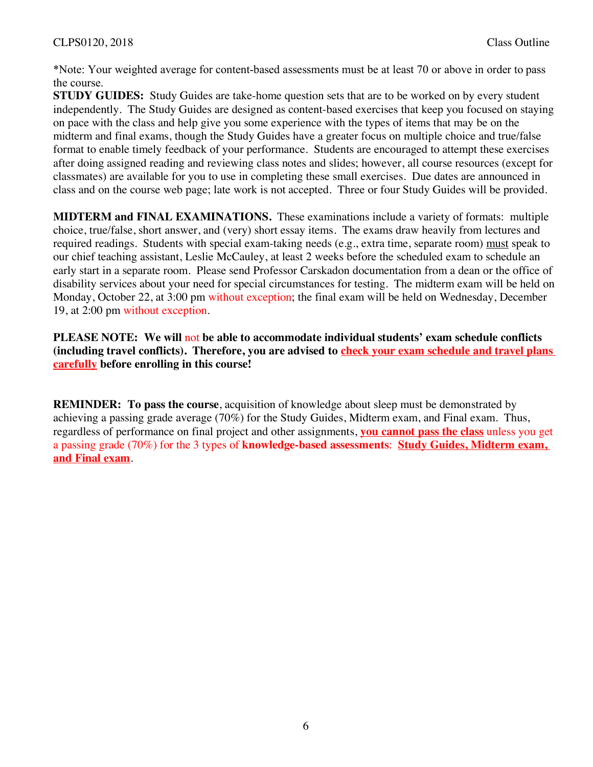*Note: Your weighted average for content-based assessments must be at least 70 or above in order to pass the course.

**STUDY GUIDES:** Study Guides are take-home question sets that are to be worked on by every student independently. The Study Guides are designed as content-based exercises that keep you focused on staying on pace with the class and help give you some experience with the types of items that may be on the midterm and final exams, though the Study Guides have a greater focus on multiple choice and true/false format to enable timely feedback of your performance. Students are encouraged to attempt these exercises after doing assigned reading and reviewing class notes and slides; however, all course resources (except for classmates) are available for you to use in completing these small exercises. Due dates are announced in class and on the course web page; late work is not accepted. Three or four Study Guides will be provided.

**MIDTERM and FINAL EXAMINATIONS.** These examinations include a variety of formats: multiple choice, true/false, short answer, and (very) short essay items. The exams draw heavily from lectures and required readings. Students with special exam-taking needs (e.g., extra time, separate room) must speak to our chief teaching assistant, Leslie McCauley, at least 2 weeks before the scheduled exam to schedule an early start in a separate room. Please send Professor Carskadon documentation from a dean or the office of disability services about your need for special circumstances for testing. The midterm exam will be held on Monday, October 22, at 3:00 pm without exception; the final exam will be held on Wednesday, December 19, at 2:00 pm without exception.

**PLEASE NOTE: We will not be able to accommodate individual students' exam schedule conflicts (including travel conflicts). Therefore, you are advised to check your exam schedule and travel plans carefully before enrolling in this course!**

**REMINDER: To pass the course**, acquisition of knowledge about sleep must be demonstrated by achieving a passing grade average (70%) for the Study Guides, Midterm exam, and Final exam. Thus, regardless of performance on final project and other assignments, **you cannot pass the class** unless you get a passing grade (70%) for the 3 types of **knowledge-based assessments**: **Study Guides, Midterm exam, and Final exam**.